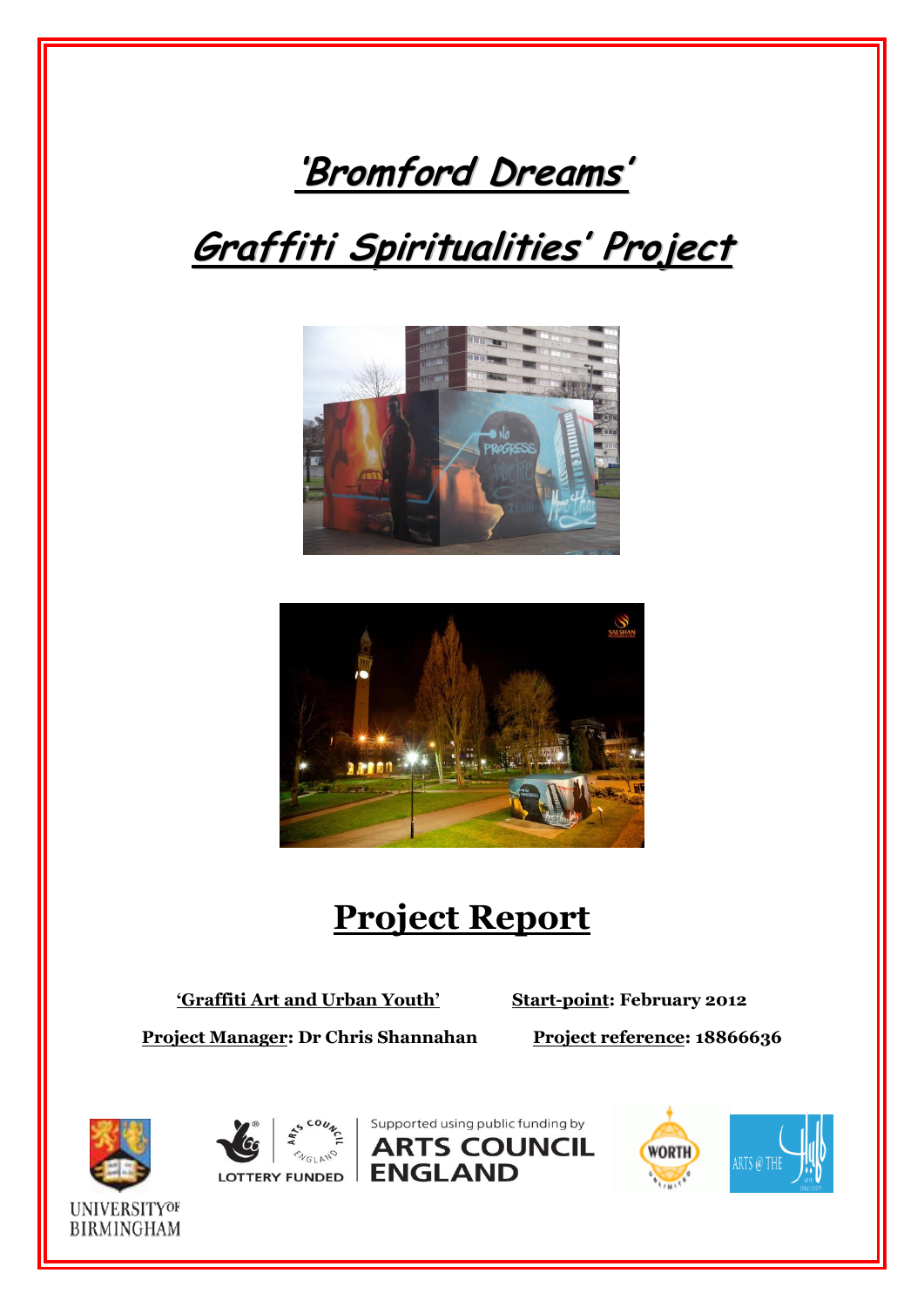# 'Bromford Dreams'

# Graffiti Spiritualities' Project

# Project Report

**'Graffiti Art and Urban Youth'**  **Start-point: February 2012**

**Project Manager: Dr Chris Shannahan**  **Project reference: 18866636**

UNIVERSITY OF BIRMINGHAM

LOTTERY FUNDED

Supported using public funding by ARTS COUNCIL ENGLAND

WORTH UNLIMITED

ARTS @ THE HUB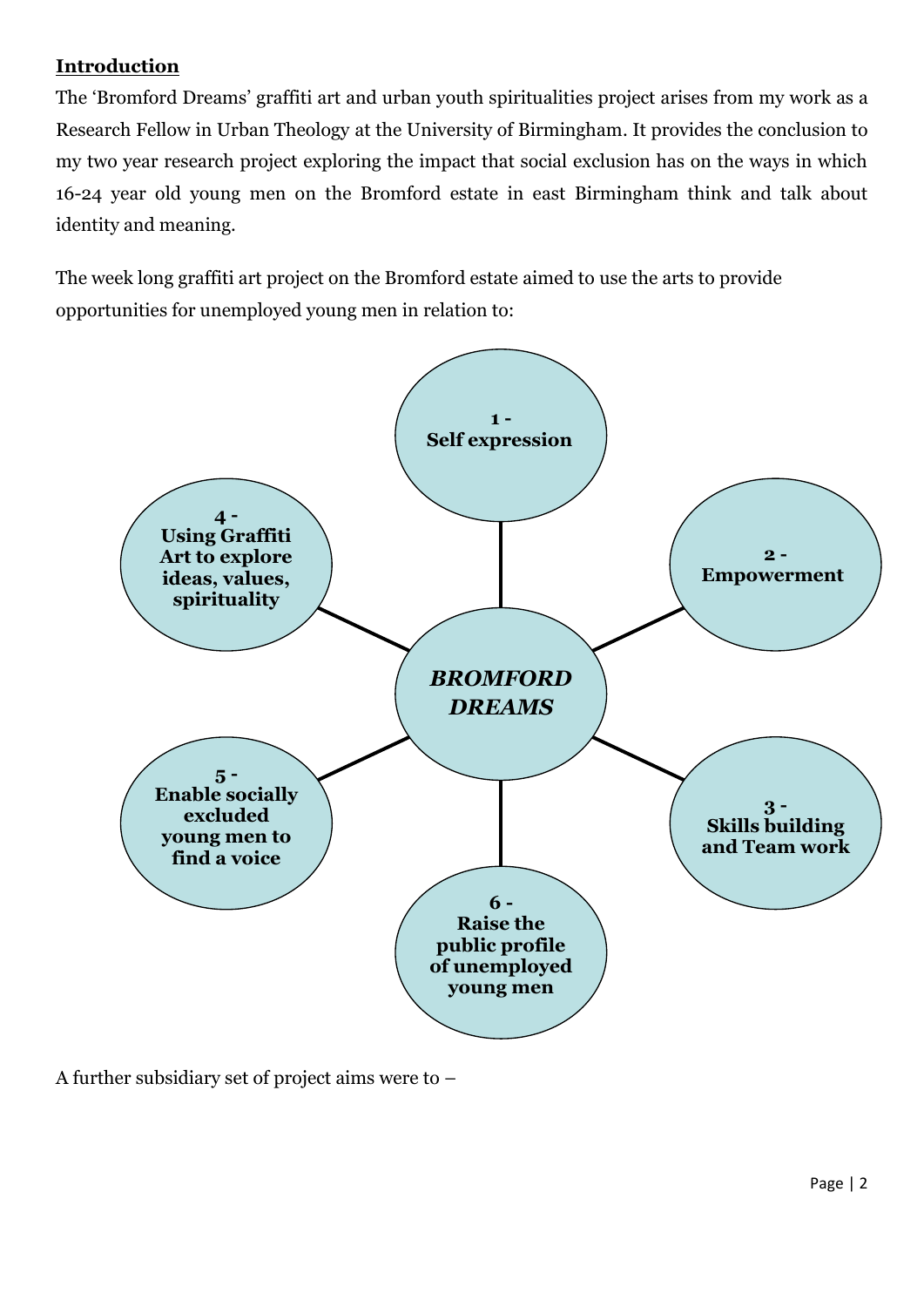**Introduction**

The 'Bromford Dreams' graffiti art and urban youth spiritualities project arises from my work as a Research Fellow in Urban Theology at the University of Birmingham. It provides the conclusion to my two year research project exploring the impact that social exclusion has on the ways in which 16-24 year old young men on the Bromford estate in east Birmingham think and talk about identity and meaning.

The week long graffiti art project on the Bromford estate aimed to use the arts to provide opportunities for unemployed young men in relation to:

***BROMFORD DREAMS***

1. **Self expression**
2. **Empowerment**
3. **Skills building and Team work**
4. **Using Graffiti Art to explore ideas, values, spirituality**
5. **Enable socially excluded young men to find a voice**
6. **Raise the public profile of unemployed young men**

A further subsidiary set of project aims were to –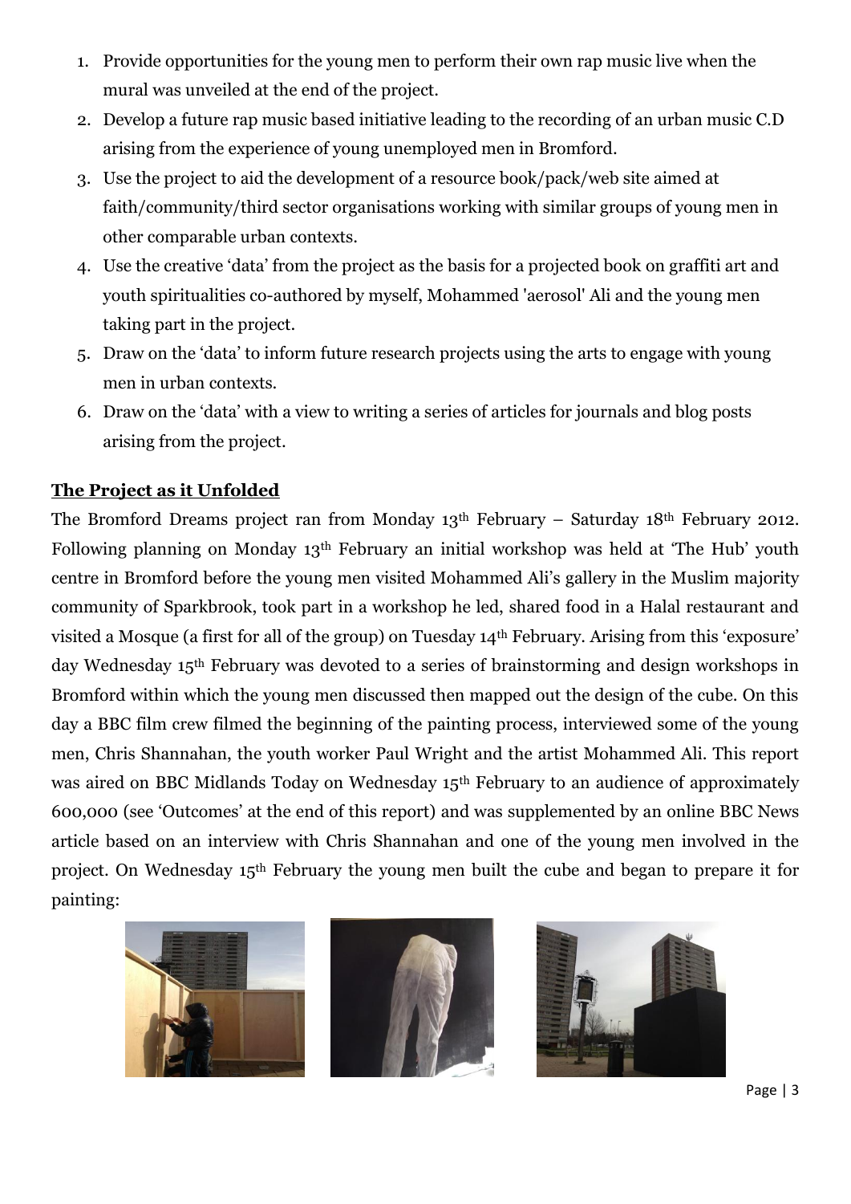1. Provide opportunities for the young men to perform their own rap music live when the mural was unveiled at the end of the project.
2. Develop a future rap music based initiative leading to the recording of an urban music C.D arising from the experience of young unemployed men in Bromford.
3. Use the project to aid the development of a resource book/pack/web site aimed at faith/community/third sector organisations working with similar groups of young men in other comparable urban contexts.
4. Use the creative 'data' from the project as the basis for a projected book on graffiti art and youth spiritualities co-authored by myself, Mohammed 'aerosol' Ali and the young men taking part in the project.
5. Draw on the 'data' to inform future research projects using the arts to engage with young men in urban contexts.
6. Draw on the 'data' with a view to writing a series of articles for journals and blog posts arising from the project.

## The Project as it Unfolded

The Bromford Dreams project ran from Monday 13th February – Saturday 18th February 2012. Following planning on Monday 13th February an initial workshop was held at 'The Hub' youth centre in Bromford before the young men visited Mohammed Ali's gallery in the Muslim majority community of Sparkbrook, took part in a workshop he led, shared food in a Halal restaurant and visited a Mosque (a first for all of the group) on Tuesday 14th February. Arising from this 'exposure' day Wednesday 15th February was devoted to a series of brainstorming and design workshops in Bromford within which the young men discussed then mapped out the design of the cube. On this day a BBC film crew filmed the beginning of the painting process, interviewed some of the young men, Chris Shannahan, the youth worker Paul Wright and the artist Mohammed Ali. This report was aired on BBC Midlands Today on Wednesday 15th February to an audience of approximately 600,000 (see 'Outcomes' at the end of this report) and was supplemented by an online BBC News article based on an interview with Chris Shannahan and one of the young men involved in the project. On Wednesday 15th February the young men built the cube and began to prepare it for painting: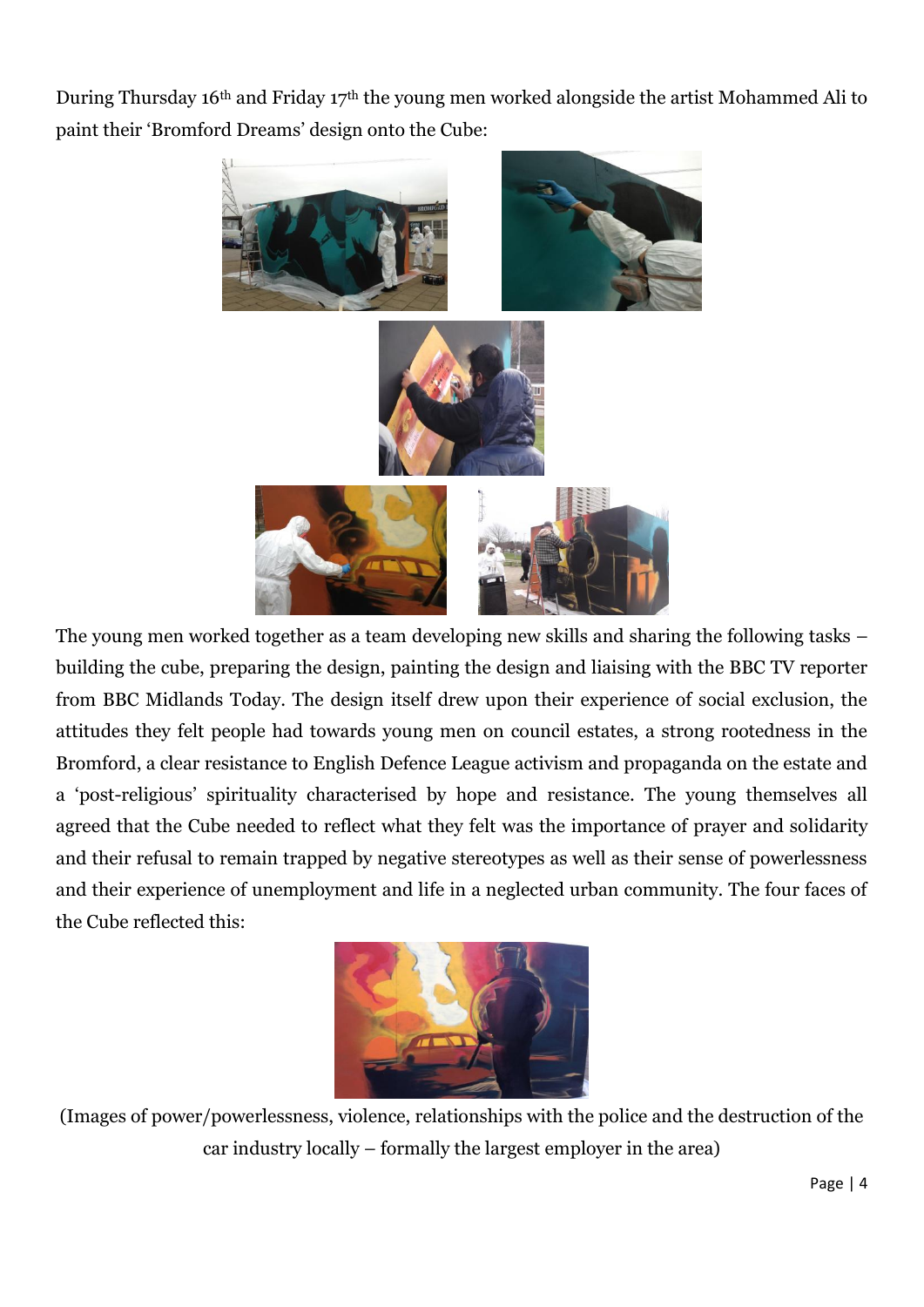During Thursday 16th and Friday 17th the young men worked alongside the artist Mohammed Ali to paint their 'Bromford Dreams' design onto the Cube:

The young men worked together as a team developing new skills and sharing the following tasks – building the cube, preparing the design, painting the design and liaising with the BBC TV reporter from BBC Midlands Today. The design itself drew upon their experience of social exclusion, the attitudes they felt people had towards young men on council estates, a strong rootedness in the Bromford, a clear resistance to English Defence League activism and propaganda on the estate and a 'post-religious' spirituality characterised by hope and resistance. The young themselves all agreed that the Cube needed to reflect what they felt was the importance of prayer and solidarity and their refusal to remain trapped by negative stereotypes as well as their sense of powerlessness and their experience of unemployment and life in a neglected urban community. The four faces of the Cube reflected this:

(Images of power/powerlessness, violence, relationships with the police and the destruction of the car industry locally – formally the largest employer in the area)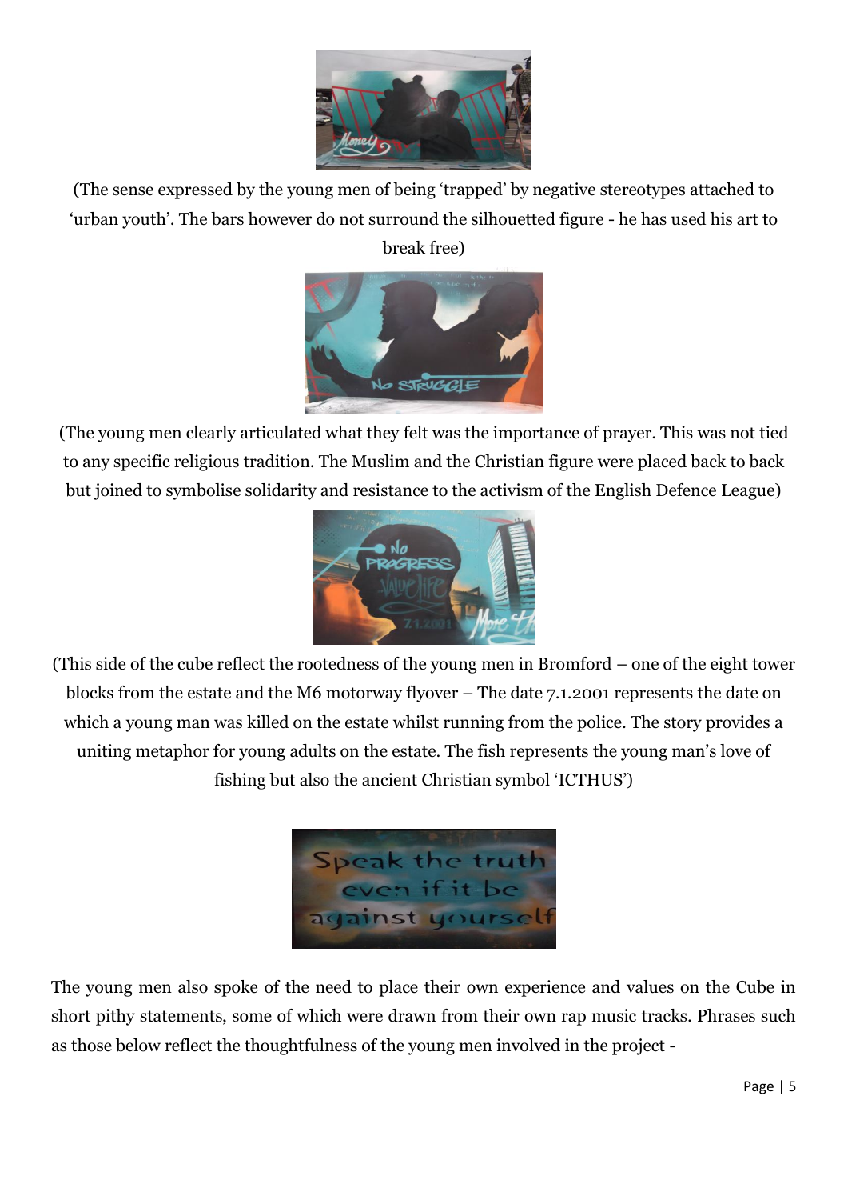(The sense expressed by the young men of being ‘trapped’ by negative stereotypes attached to ‘urban youth’. The bars however do not surround the silhouetted figure - he has used his art to break free)

(The young men clearly articulated what they felt was the importance of prayer. This was not tied to any specific religious tradition. The Muslim and the Christian figure were placed back to back but joined to symbolise solidarity and resistance to the activism of the English Defence League)

(This side of the cube reflect the rootedness of the young men in Bromford – one of the eight tower blocks from the estate and the M6 motorway flyover – The date 7.1.2001 represents the date on which a young man was killed on the estate whilst running from the police. The story provides a uniting metaphor for young adults on the estate. The fish represents the young man’s love of fishing but also the ancient Christian symbol ‘ICTHUS’)

The young men also spoke of the need to place their own experience and values on the Cube in short pithy statements, some of which were drawn from their own rap music tracks. Phrases such as those below reflect the thoughtfulness of the young men involved in the project -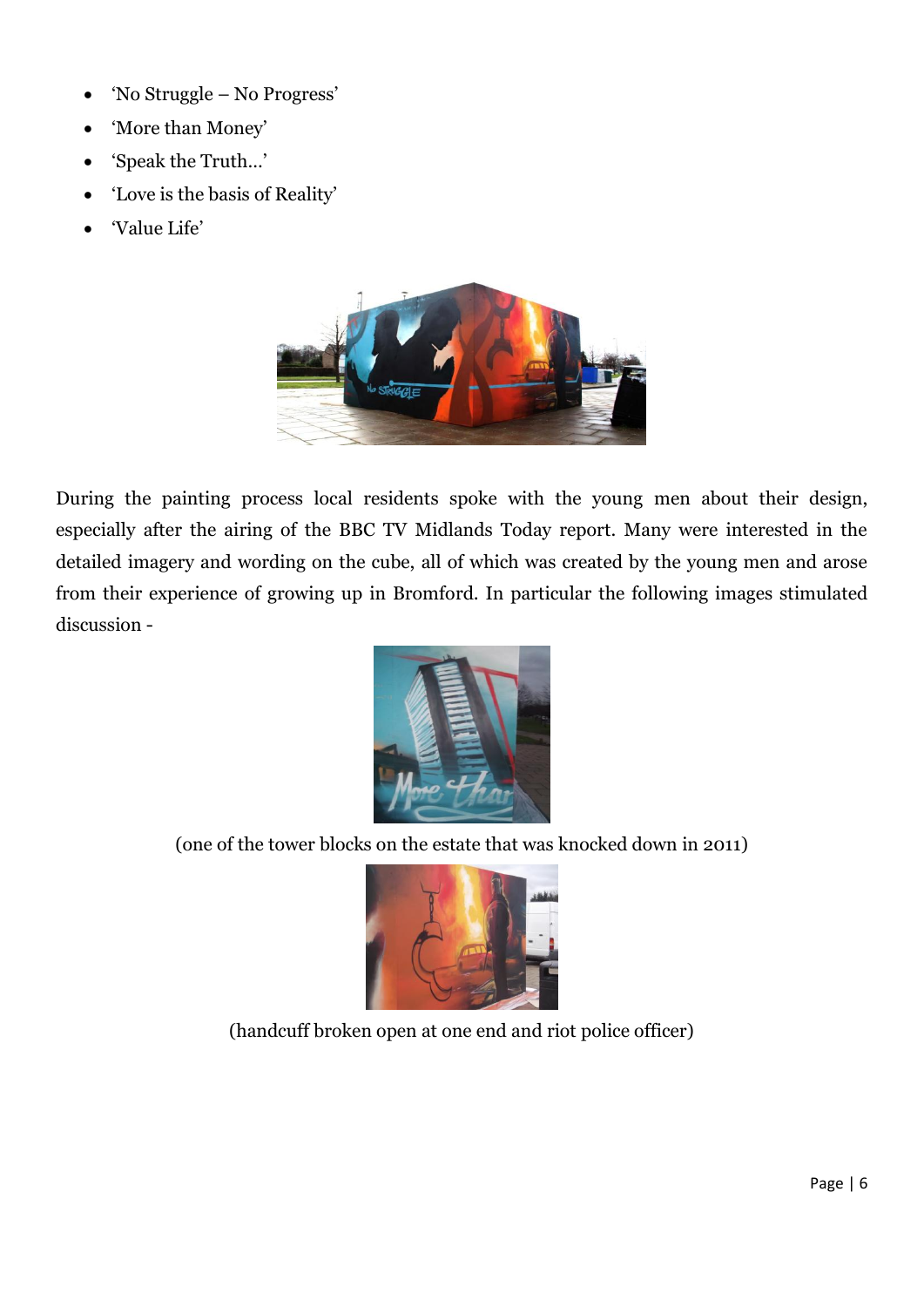- 'No Struggle – No Progress'
- 'More than Money'
- 'Speak the Truth…'
- 'Love is the basis of Reality'
- 'Value Life'

During the painting process local residents spoke with the young men about their design, especially after the airing of the BBC TV Midlands Today report. Many were interested in the detailed imagery and wording on the cube, all of which was created by the young men and arose from their experience of growing up in Bromford. In particular the following images stimulated discussion -

(one of the tower blocks on the estate that was knocked down in 2011)

(handcuff broken open at one end and riot police officer)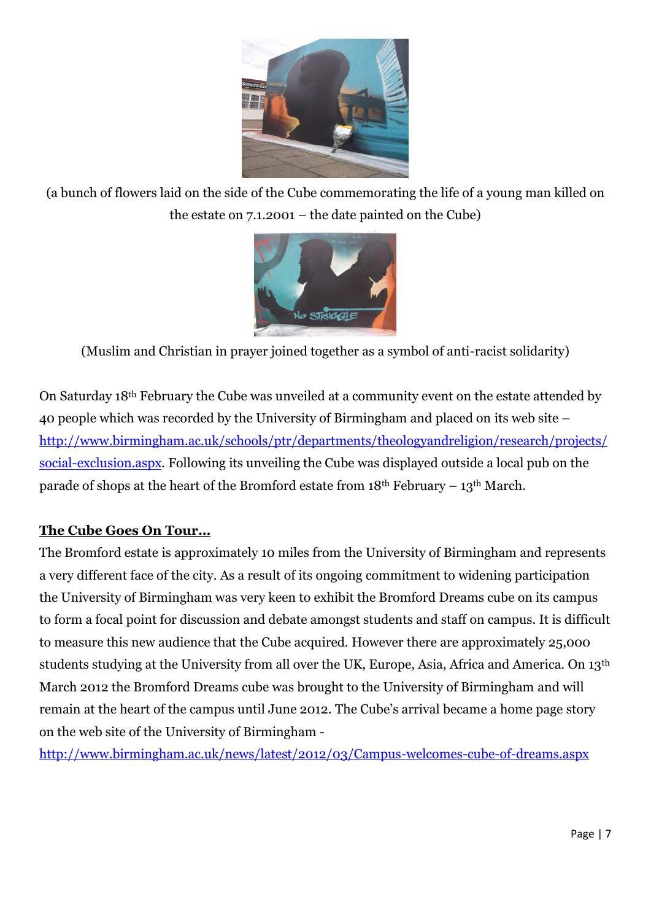(a bunch of flowers laid on the side of the Cube commemorating the life of a young man killed on the estate on 7.1.2001 – the date painted on the Cube)

(Muslim and Christian in prayer joined together as a symbol of anti-racist solidarity)

On Saturday 18th February the Cube was unveiled at a community event on the estate attended by 40 people which was recorded by the University of Birmingham and placed on its web site – http://www.birmingham.ac.uk/schools/ptr/departments/theologyandreligion/research/projects/social-exclusion.aspx. Following its unveiling the Cube was displayed outside a local pub on the parade of shops at the heart of the Bromford estate from 18th February – 13th March.

**The Cube Goes On Tour…**

The Bromford estate is approximately 10 miles from the University of Birmingham and represents a very different face of the city. As a result of its ongoing commitment to widening participation the University of Birmingham was very keen to exhibit the Bromford Dreams cube on its campus to form a focal point for discussion and debate amongst students and staff on campus. It is difficult to measure this new audience that the Cube acquired. However there are approximately 25,000 students studying at the University from all over the UK, Europe, Asia, Africa and America. On 13th March 2012 the Bromford Dreams cube was brought to the University of Birmingham and will remain at the heart of the campus until June 2012. The Cube's arrival became a home page story on the web site of the University of Birmingham - http://www.birmingham.ac.uk/news/latest/2012/03/Campus-welcomes-cube-of-dreams.aspx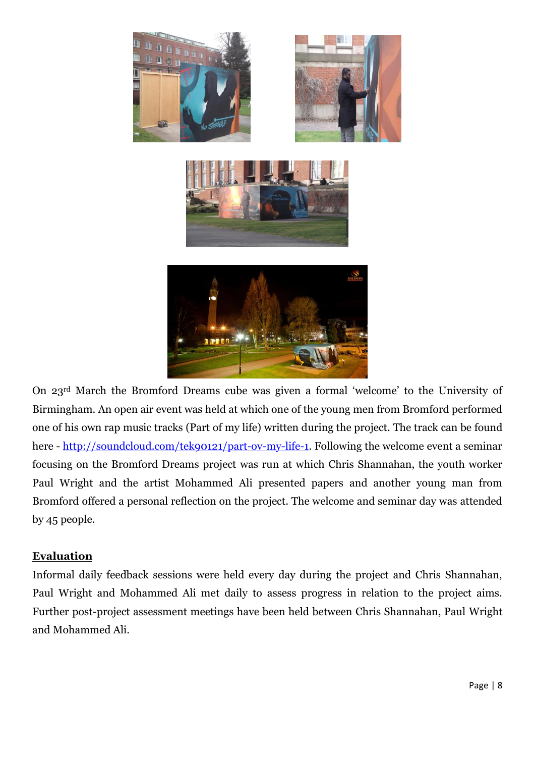On 23rd March the Bromford Dreams cube was given a formal 'welcome' to the University of Birmingham. An open air event was held at which one of the young men from Bromford performed one of his own rap music tracks (Part of my life) written during the project. The track can be found here - http://soundcloud.com/tek90121/part-ov-my-life-1. Following the welcome event a seminar focusing on the Bromford Dreams project was run at which Chris Shannahan, the youth worker Paul Wright and the artist Mohammed Ali presented papers and another young man from Bromford offered a personal reflection on the project. The welcome and seminar day was attended by 45 people.

## Evaluation

Informal daily feedback sessions were held every day during the project and Chris Shannahan, Paul Wright and Mohammed Ali met daily to assess progress in relation to the project aims. Further post-project assessment meetings have been held between Chris Shannahan, Paul Wright and Mohammed Ali.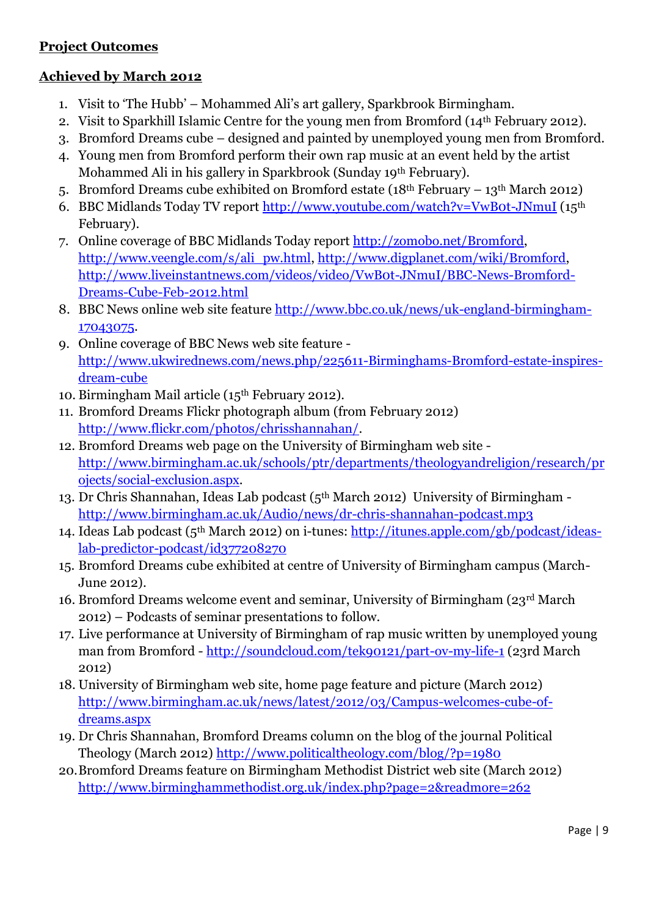**Project Outcomes**

**Achieved by March 2012**

1. Visit to 'The Hubb' – Mohammed Ali's art gallery, Sparkbrook Birmingham.
2. Visit to Sparkhill Islamic Centre for the young men from Bromford (14th February 2012).
3. Bromford Dreams cube – designed and painted by unemployed young men from Bromford.
4. Young men from Bromford perform their own rap music at an event held by the artist Mohammed Ali in his gallery in Sparkbrook (Sunday 19th February).
5. Bromford Dreams cube exhibited on Bromford estate (18th February – 13th March 2012)
6. BBC Midlands Today TV report http://www.youtube.com/watch?v=VwB0t-JNmuI (15th February).
7. Online coverage of BBC Midlands Today report http://zomobo.net/Bromford, http://www.veengle.com/s/ali_pw.html, http://www.digplanet.com/wiki/Bromford, http://www.liveinstantnews.com/videos/video/VwB0t-JNmuI/BBC-News-Bromford-Dreams-Cube-Feb-2012.html
8. BBC News online web site feature http://www.bbc.co.uk/news/uk-england-birmingham-17043075.
9. Online coverage of BBC News web site feature - http://www.ukwirednews.com/news.php/225611-Birminghams-Bromford-estate-inspires-dream-cube
10. Birmingham Mail article (15th February 2012).
11. Bromford Dreams Flickr photograph album (from February 2012) http://www.flickr.com/photos/chrisshannahan/.
12. Bromford Dreams web page on the University of Birmingham web site - http://www.birmingham.ac.uk/schools/ptr/departments/theologyandreligion/research/projects/social-exclusion.aspx.
13. Dr Chris Shannahan, Ideas Lab podcast (5th March 2012) University of Birmingham - http://www.birmingham.ac.uk/Audio/news/dr-chris-shannahan-podcast.mp3
14. Ideas Lab podcast (5th March 2012) on i-tunes: http://itunes.apple.com/gb/podcast/ideas-lab-predictor-podcast/id377208270
15. Bromford Dreams cube exhibited at centre of University of Birmingham campus (March-June 2012).
16. Bromford Dreams welcome event and seminar, University of Birmingham (23rd March 2012) – Podcasts of seminar presentations to follow.
17. Live performance at University of Birmingham of rap music written by unemployed young man from Bromford - http://soundcloud.com/tek90121/part-ov-my-life-1 (23rd March 2012)
18. University of Birmingham web site, home page feature and picture (March 2012) http://www.birmingham.ac.uk/news/latest/2012/03/Campus-welcomes-cube-of-dreams.aspx
19. Dr Chris Shannahan, Bromford Dreams column on the blog of the journal Political Theology (March 2012) http://www.politicaltheology.com/blog/?p=1980
20. Bromford Dreams feature on Birmingham Methodist District web site (March 2012) http://www.birminghammethodist.org.uk/index.php?page=2&readmore=262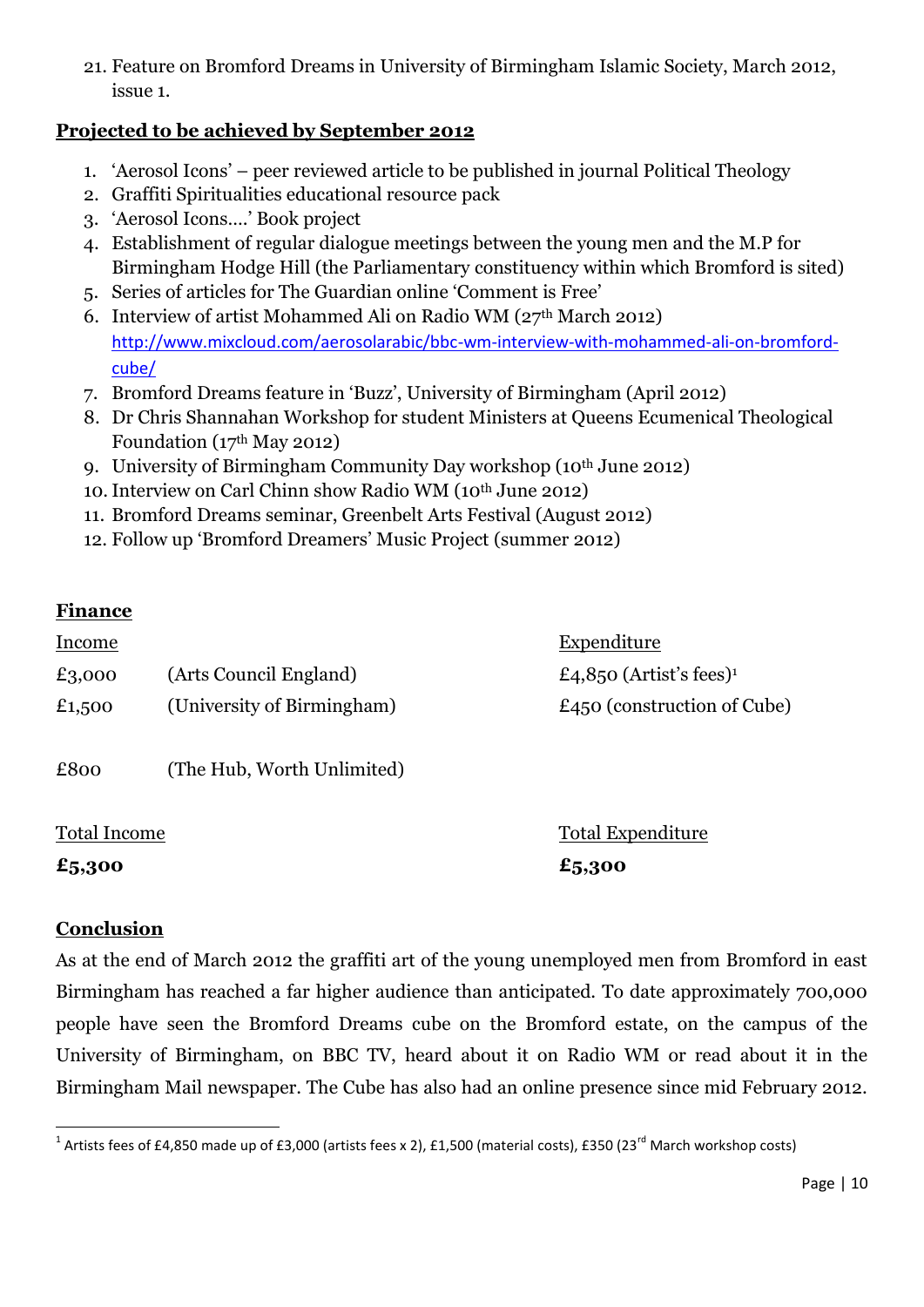21. Feature on Bromford Dreams in University of Birmingham Islamic Society, March 2012, issue 1.

**Projected to be achieved by September 2012**

1. 'Aerosol Icons' – peer reviewed article to be published in journal Political Theology
2. Graffiti Spiritualities educational resource pack
3. 'Aerosol Icons….' Book project
4. Establishment of regular dialogue meetings between the young men and the M.P for Birmingham Hodge Hill (the Parliamentary constituency within which Bromford is sited)
5. Series of articles for The Guardian online 'Comment is Free'
6. Interview of artist Mohammed Ali on Radio WM (27th March 2012) http://www.mixcloud.com/aerosolarabic/bbc-wm-interview-with-mohammed-ali-on-bromford-cube/
7. Bromford Dreams feature in 'Buzz', University of Birmingham (April 2012)
8. Dr Chris Shannahan Workshop for student Ministers at Queens Ecumenical Theological Foundation (17th May 2012)
9. University of Birmingham Community Day workshop (10th June 2012)
10. Interview on Carl Chinn show Radio WM (10th June 2012)
11. Bromford Dreams seminar, Greenbelt Arts Festival (August 2012)
12. Follow up 'Bromford Dreamers' Music Project (summer 2012)

**Finance**

| Income | | Expenditure |
|---|---|---|
| £3,000 | (Arts Council England) | £4,850 (Artist's fees)[1] |
| £1,500 | (University of Birmingham) | £450 (construction of Cube) |
| £800 | (The Hub, Worth Unlimited) | |
| Total Income | | Total Expenditure |
| **£5,300** | | **£5,300** |

**Conclusion**

As at the end of March 2012 the graffiti art of the young unemployed men from Bromford in east Birmingham has reached a far higher audience than anticipated. To date approximately 700,000 people have seen the Bromford Dreams cube on the Bromford estate, on the campus of the University of Birmingham, on BBC TV, heard about it on Radio WM or read about it in the Birmingham Mail newspaper. The Cube has also had an online presence since mid February 2012.

[1] Artists fees of £4,850 made up of £3,000 (artists fees x 2), £1,500 (material costs), £350 (23rd March workshop costs)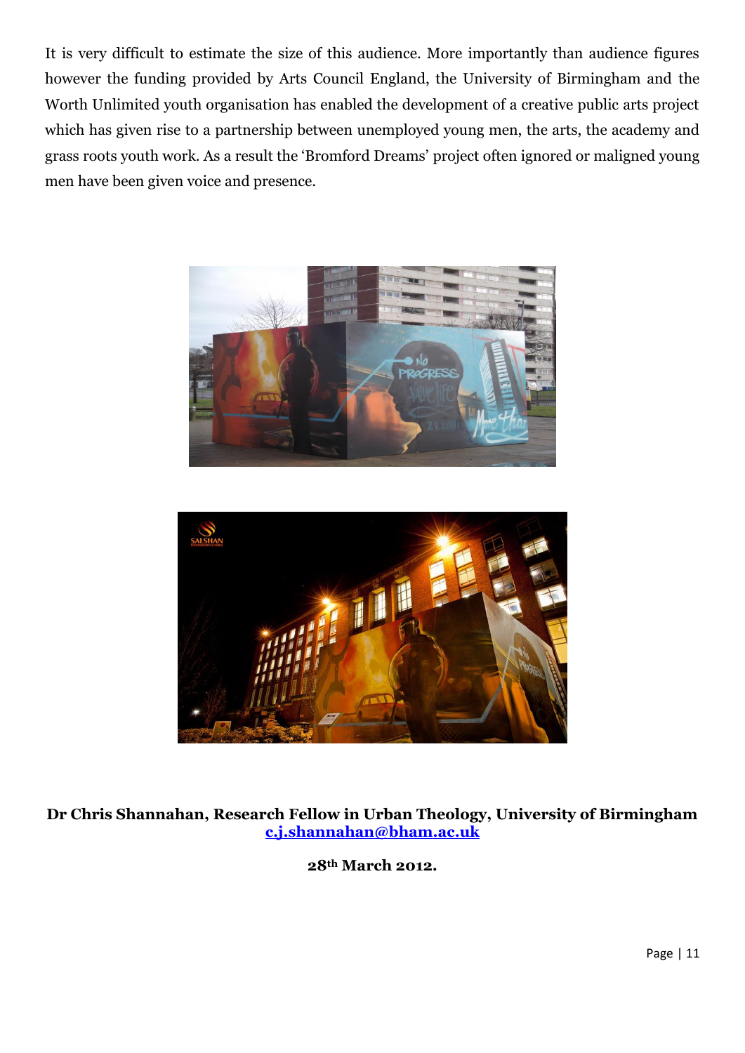It is very difficult to estimate the size of this audience. More importantly than audience figures however the funding provided by Arts Council England, the University of Birmingham and the Worth Unlimited youth organisation has enabled the development of a creative public arts project which has given rise to a partnership between unemployed young men, the arts, the academy and grass roots youth work. As a result the 'Bromford Dreams' project often ignored or maligned young men have been given voice and presence.

**Dr Chris Shannahan, Research Fellow in Urban Theology, University of Birmingham**
**c.j.shannahan@bham.ac.uk**

**28th March 2012.**